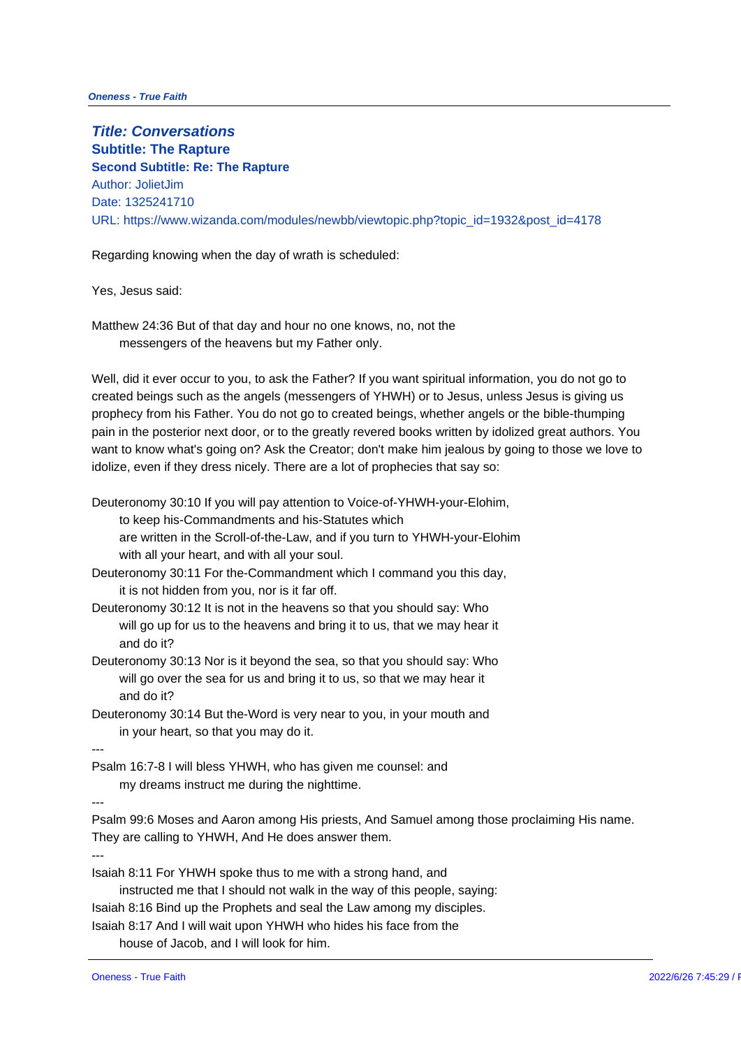## *Title: Conversations*

### Subtitle: The Rapture

### Second Subtitle: Re: The Rapture

Author: JolietJim

Date: 1325241710

URL: https://www.wizanda.com/modules/newbb/viewtopic.php?topic_id=1932&post_id=4178

Regarding knowing when the day of wrath is scheduled:

Yes, Jesus said:

Matthew 24:36 But of that day and hour no one knows, no, not the
messengers of the heavens but my Father only.

Well, did it ever occur to you, to ask the Father? If you want spiritual information, you do not go to created beings such as the angels (messengers of YHWH) or to Jesus, unless Jesus is giving us prophecy from his Father. You do not go to created beings, whether angels or the bible-thumping pain in the posterior next door, or to the greatly revered books written by idolized great authors. You want to know what's going on? Ask the Creator; don't make him jealous by going to those we love to idolize, even if they dress nicely. There are a lot of prophecies that say so:

Deuteronomy 30:10 If you will pay attention to Voice-of-YHWH-your-Elohim,
to keep his-Commandments and his-Statutes which
are written in the Scroll-of-the-Law, and if you turn to YHWH-your-Elohim
with all your heart, and with all your soul.
Deuteronomy 30:11 For the-Commandment which I command you this day,
it is not hidden from you, nor is it far off.
Deuteronomy 30:12 It is not in the heavens so that you should say: Who
will go up for us to the heavens and bring it to us, that we may hear it
and do it?
Deuteronomy 30:13 Nor is it beyond the sea, so that you should say: Who
will go over the sea for us and bring it to us, so that we may hear it
and do it?
Deuteronomy 30:14 But the-Word is very near to you, in your mouth and
in your heart, so that you may do it.

---

Psalm 16:7-8 I will bless YHWH, who has given me counsel: and
my dreams instruct me during the nighttime.

---

Psalm 99:6 Moses and Aaron among His priests, And Samuel among those proclaiming His name.
They are calling to YHWH, And He does answer them.

---

Isaiah 8:11 For YHWH spoke thus to me with a strong hand, and
instructed me that I should not walk in the way of this people, saying:
Isaiah 8:16 Bind up the Prophets and seal the Law among my disciples.
Isaiah 8:17 And I will wait upon YHWH who hides his face from the
house of Jacob, and I will look for him.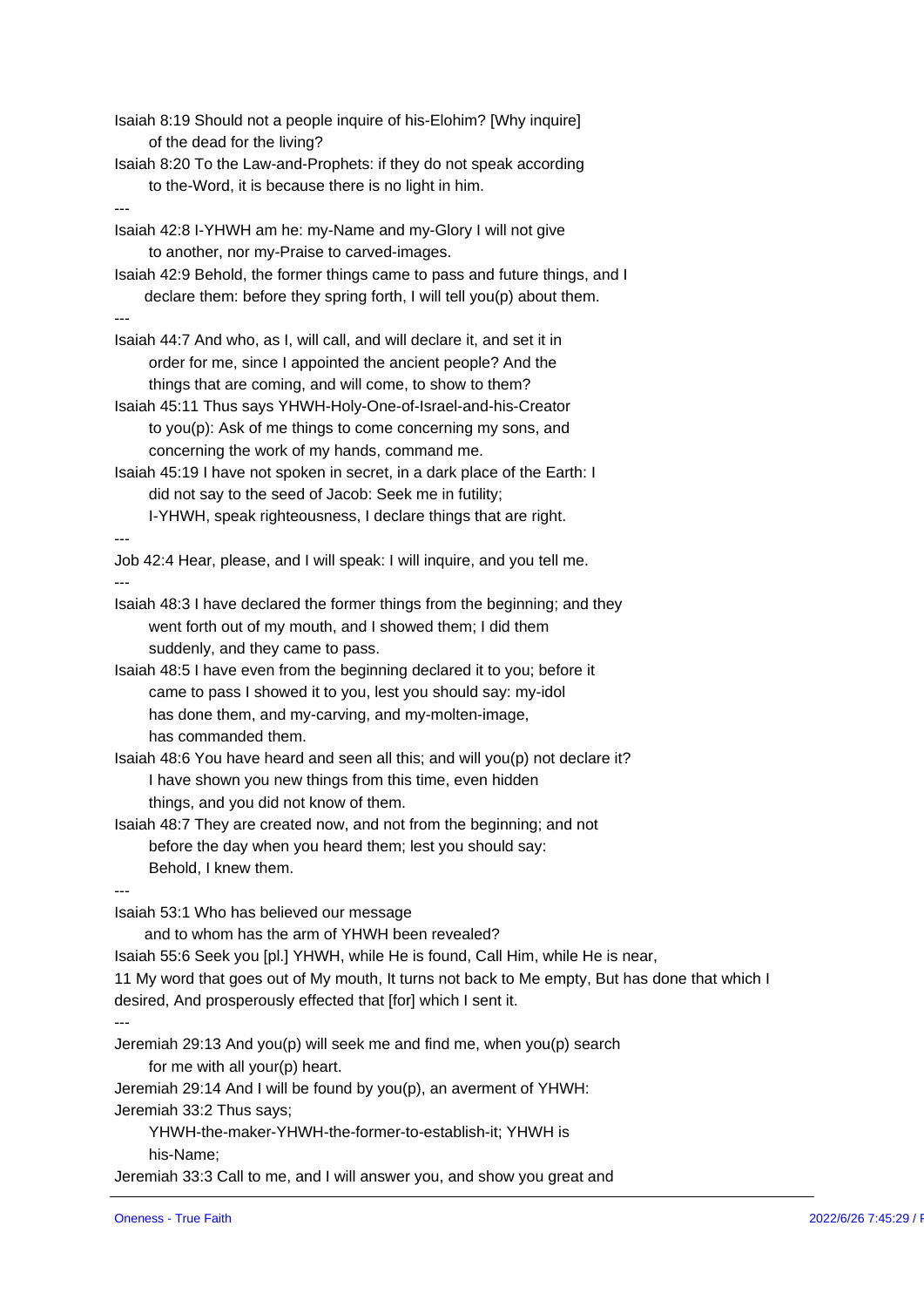Isaiah 8:19 Should not a people inquire of his-Elohim? [Why inquire] of the dead for the living?

Isaiah 8:20 To the Law-and-Prophets: if they do not speak according to the-Word, it is because there is no light in him.

---

Isaiah 42:8 I-YHWH am he: my-Name and my-Glory I will not give to another, nor my-Praise to carved-images.

Isaiah 42:9 Behold, the former things came to pass and future things, and I declare them: before they spring forth, I will tell you(p) about them.

---

Isaiah 44:7 And who, as I, will call, and will declare it, and set it in order for me, since I appointed the ancient people? And the things that are coming, and will come, to show to them?

Isaiah 45:11 Thus says YHWH-Holy-One-of-Israel-and-his-Creator to you(p): Ask of me things to come concerning my sons, and concerning the work of my hands, command me.

Isaiah 45:19 I have not spoken in secret, in a dark place of the Earth: I did not say to the seed of Jacob: Seek me in futility; I-YHWH, speak righteousness, I declare things that are right.

---

Job 42:4 Hear, please, and I will speak: I will inquire, and you tell me.

---

Isaiah 48:3 I have declared the former things from the beginning; and they went forth out of my mouth, and I showed them; I did them suddenly, and they came to pass.

Isaiah 48:5 I have even from the beginning declared it to you; before it came to pass I showed it to you, lest you should say: my-idol has done them, and my-carving, and my-molten-image, has commanded them.

Isaiah 48:6 You have heard and seen all this; and will you(p) not declare it? I have shown you new things from this time, even hidden things, and you did not know of them.

Isaiah 48:7 They are created now, and not from the beginning; and not before the day when you heard them; lest you should say: Behold, I knew them.

---

Isaiah 53:1 Who has believed our message
and to whom has the arm of YHWH been revealed?

Isaiah 55:6 Seek you [pl.] YHWH, while He is found, Call Him, while He is near,

11 My word that goes out of My mouth, It turns not back to Me empty, But has done that which I desired, And prosperously effected that [for] which I sent it.

---

Jeremiah 29:13 And you(p) will seek me and find me, when you(p) search for me with all your(p) heart.

Jeremiah 29:14 And I will be found by you(p), an averment of YHWH:

Jeremiah 33:2 Thus says;
YHWH-the-maker-YHWH-the-former-to-establish-it; YHWH is his-Name;

Jeremiah 33:3 Call to me, and I will answer you, and show you great and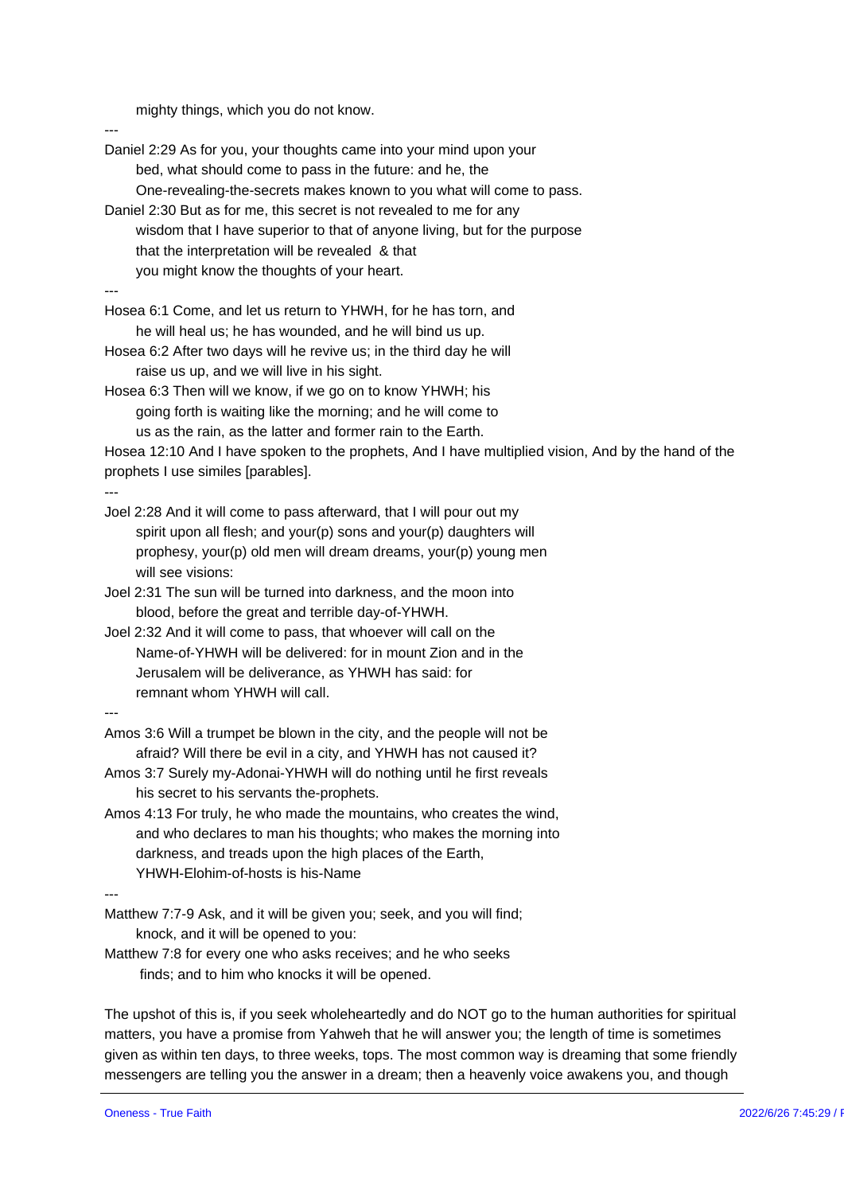mighty things, which you do not know.

---

Daniel 2:29 As for you, your thoughts came into your mind upon your bed, what should come to pass in the future: and he, the One-revealing-the-secrets makes known to you what will come to pass.
Daniel 2:30 But as for me, this secret is not revealed to me for any wisdom that I have superior to that of anyone living, but for the purpose that the interpretation will be revealed & that you might know the thoughts of your heart.

---

Hosea 6:1 Come, and let us return to YHWH, for he has torn, and he will heal us; he has wounded, and he will bind us up.
Hosea 6:2 After two days will he revive us; in the third day he will raise us up, and we will live in his sight.
Hosea 6:3 Then will we know, if we go on to know YHWH; his going forth is waiting like the morning; and he will come to us as the rain, as the latter and former rain to the Earth.
Hosea 12:10 And I have spoken to the prophets, And I have multiplied vision, And by the hand of the prophets I use similes [parables].

---

Joel 2:28 And it will come to pass afterward, that I will pour out my spirit upon all flesh; and your(p) sons and your(p) daughters will prophesy, your(p) old men will dream dreams, your(p) young men will see visions:
Joel 2:31 The sun will be turned into darkness, and the moon into blood, before the great and terrible day-of-YHWH.
Joel 2:32 And it will come to pass, that whoever will call on the Name-of-YHWH will be delivered: for in mount Zion and in the Jerusalem will be deliverance, as YHWH has said: for remnant whom YHWH will call.

---

Amos 3:6 Will a trumpet be blown in the city, and the people will not be afraid? Will there be evil in a city, and YHWH has not caused it?
Amos 3:7 Surely my-Adonai-YHWH will do nothing until he first reveals his secret to his servants the-prophets.
Amos 4:13 For truly, he who made the mountains, who creates the wind, and who declares to man his thoughts; who makes the morning into darkness, and treads upon the high places of the Earth, YHWH-Elohim-of-hosts is his-Name

---

Matthew 7:7-9 Ask, and it will be given you; seek, and you will find; knock, and it will be opened to you:
Matthew 7:8 for every one who asks receives; and he who seeks finds; and to him who knocks it will be opened.

The upshot of this is, if you seek wholeheartedly and do NOT go to the human authorities for spiritual matters, you have a promise from Yahweh that he will answer you; the length of time is sometimes given as within ten days, to three weeks, tops. The most common way is dreaming that some friendly messengers are telling you the answer in a dream; then a heavenly voice awakens you, and though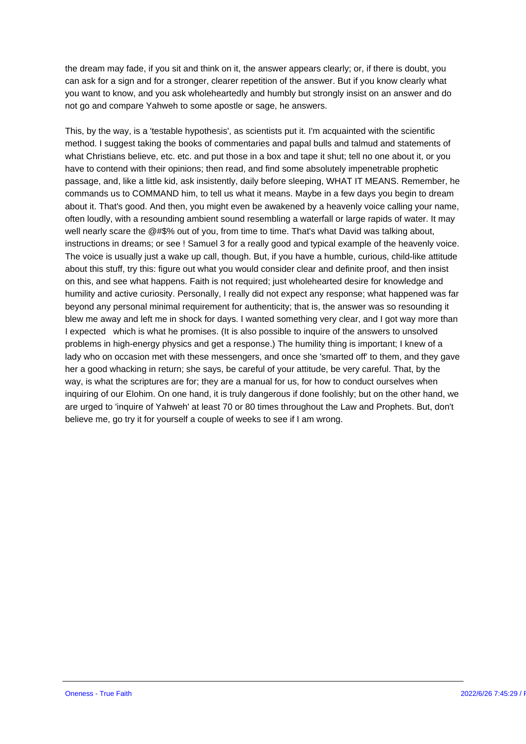the dream may fade, if you sit and think on it, the answer appears clearly; or, if there is doubt, you can ask for a sign and for a stronger, clearer repetition of the answer. But if you know clearly what you want to know, and you ask wholeheartedly and humbly but strongly insist on an answer and do not go and compare Yahweh to some apostle or sage, he answers.

This, by the way, is a 'testable hypothesis', as scientists put it. I'm acquainted with the scientific method. I suggest taking the books of commentaries and papal bulls and talmud and statements of what Christians believe, etc. etc. and put those in a box and tape it shut; tell no one about it, or you have to contend with their opinions; then read, and find some absolutely impenetrable prophetic passage, and, like a little kid, ask insistently, daily before sleeping, WHAT IT MEANS. Remember, he commands us to COMMAND him, to tell us what it means. Maybe in a few days you begin to dream about it. That's good. And then, you might even be awakened by a heavenly voice calling your name, often loudly, with a resounding ambient sound resembling a waterfall or large rapids of water. It may well nearly scare the @#$% out of you, from time to time. That's what David was talking about, instructions in dreams; or see ! Samuel 3 for a really good and typical example of the heavenly voice. The voice is usually just a wake up call, though. But, if you have a humble, curious, child-like attitude about this stuff, try this: figure out what you would consider clear and definite proof, and then insist on this, and see what happens. Faith is not required; just wholehearted desire for knowledge and humility and active curiosity. Personally, I really did not expect any response; what happened was far beyond any personal minimal requirement for authenticity; that is, the answer was so resounding it blew me away and left me in shock for days. I wanted something very clear, and I got way more than I expected   which is what he promises. (It is also possible to inquire of the answers to unsolved problems in high-energy physics and get a response.) The humility thing is important; I knew of a lady who on occasion met with these messengers, and once she 'smarted off' to them, and they gave her a good whacking in return; she says, be careful of your attitude, be very careful. That, by the way, is what the scriptures are for; they are a manual for us, for how to conduct ourselves when inquiring of our Elohim. On one hand, it is truly dangerous if done foolishly; but on the other hand, we are urged to 'inquire of Yahweh' at least 70 or 80 times throughout the Law and Prophets. But, don't believe me, go try it for yourself a couple of weeks to see if I am wrong.